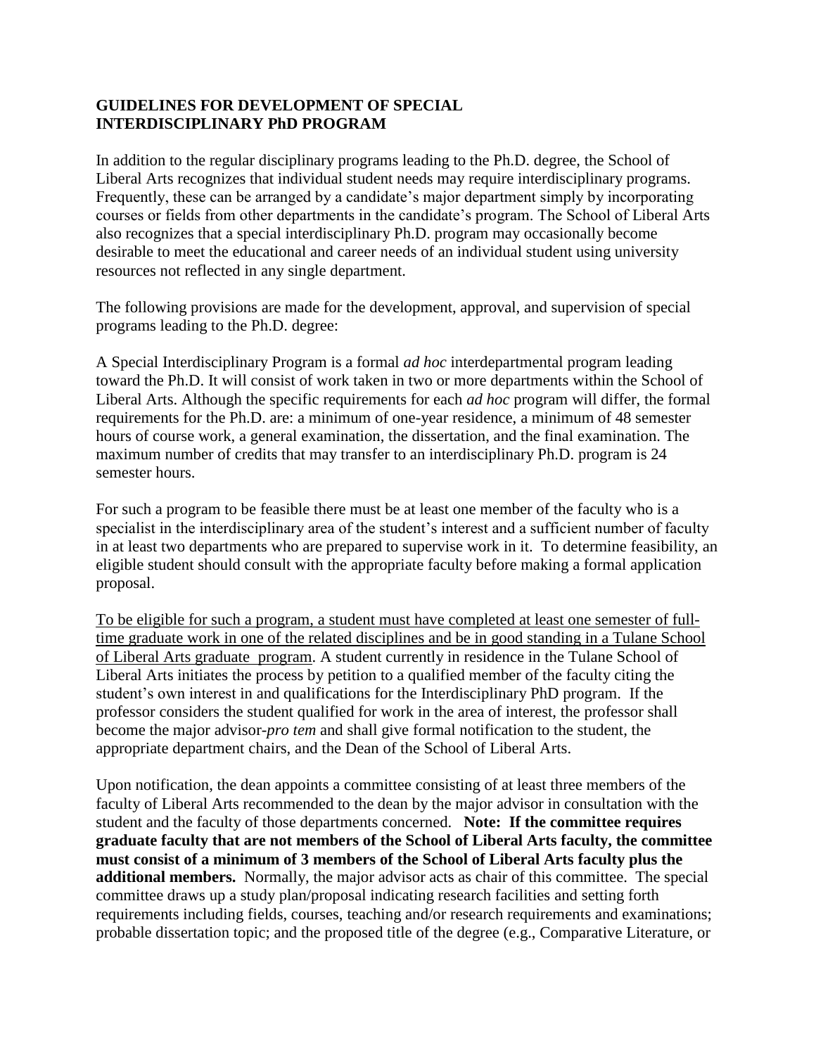**GUIDELINES FOR DEVELOPMENT OF SPECIAL INTERDISCIPLINARY PhD PROGRAM**

In addition to the regular disciplinary programs leading to the Ph.D. degree, the School of Liberal Arts recognizes that individual student needs may require interdisciplinary programs. Frequently, these can be arranged by a candidate's major department simply by incorporating courses or fields from other departments in the candidate's program. The School of Liberal Arts also recognizes that a special interdisciplinary Ph.D. program may occasionally become desirable to meet the educational and career needs of an individual student using university resources not reflected in any single department.

The following provisions are made for the development, approval, and supervision of special programs leading to the Ph.D. degree:

A Special Interdisciplinary Program is a formal *ad hoc* interdepartmental program leading toward the Ph.D. It will consist of work taken in two or more departments within the School of Liberal Arts. Although the specific requirements for each *ad hoc* program will differ, the formal requirements for the Ph.D. are: a minimum of one-year residence, a minimum of 48 semester hours of course work, a general examination, the dissertation, and the final examination. The maximum number of credits that may transfer to an interdisciplinary Ph.D. program is 24 semester hours.

For such a program to be feasible there must be at least one member of the faculty who is a specialist in the interdisciplinary area of the student's interest and a sufficient number of faculty in at least two departments who are prepared to supervise work in it. To determine feasibility, an eligible student should consult with the appropriate faculty before making a formal application proposal.

<u>To be eligible for such a program, a student must have completed at least one semester of full-time graduate work in one of the related disciplines and be in good standing in a Tulane School of Liberal Arts graduate program</u>. A student currently in residence in the Tulane School of Liberal Arts initiates the process by petition to a qualified member of the faculty citing the student's own interest in and qualifications for the Interdisciplinary PhD program. If the professor considers the student qualified for work in the area of interest, the professor shall become the major advisor-*pro tem* and shall give formal notification to the student, the appropriate department chairs, and the Dean of the School of Liberal Arts.

Upon notification, the dean appoints a committee consisting of at least three members of the faculty of Liberal Arts recommended to the dean by the major advisor in consultation with the student and the faculty of those departments concerned. **Note: If the committee requires graduate faculty that are not members of the School of Liberal Arts faculty, the committee must consist of a minimum of 3 members of the School of Liberal Arts faculty plus the additional members.** Normally, the major advisor acts as chair of this committee. The special committee draws up a study plan/proposal indicating research facilities and setting forth requirements including fields, courses, teaching and/or research requirements and examinations; probable dissertation topic; and the proposed title of the degree (e.g., Comparative Literature, or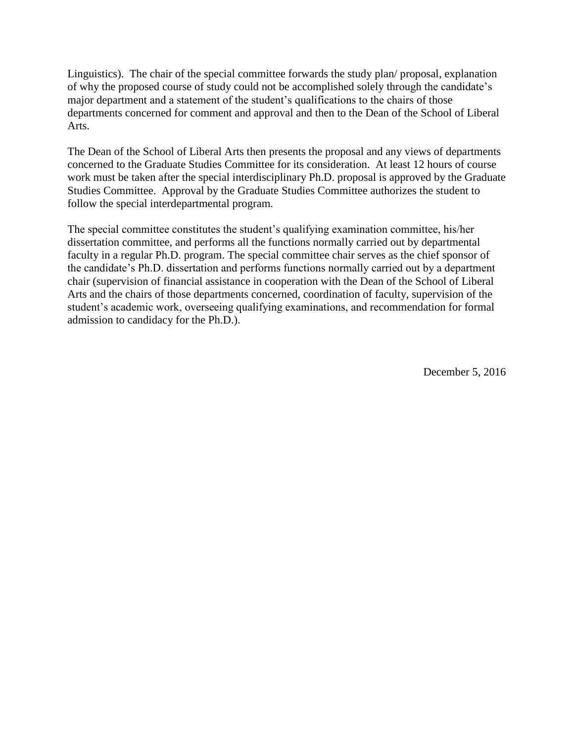Linguistics). The chair of the special committee forwards the study plan/ proposal, explanation of why the proposed course of study could not be accomplished solely through the candidate's major department and a statement of the student's qualifications to the chairs of those departments concerned for comment and approval and then to the Dean of the School of Liberal Arts.

The Dean of the School of Liberal Arts then presents the proposal and any views of departments concerned to the Graduate Studies Committee for its consideration. At least 12 hours of course work must be taken after the special interdisciplinary Ph.D. proposal is approved by the Graduate Studies Committee. Approval by the Graduate Studies Committee authorizes the student to follow the special interdepartmental program.

The special committee constitutes the student's qualifying examination committee, his/her dissertation committee, and performs all the functions normally carried out by departmental faculty in a regular Ph.D. program. The special committee chair serves as the chief sponsor of the candidate's Ph.D. dissertation and performs functions normally carried out by a department chair (supervision of financial assistance in cooperation with the Dean of the School of Liberal Arts and the chairs of those departments concerned, coordination of faculty, supervision of the student's academic work, overseeing qualifying examinations, and recommendation for formal admission to candidacy for the Ph.D.).

December 5, 2016